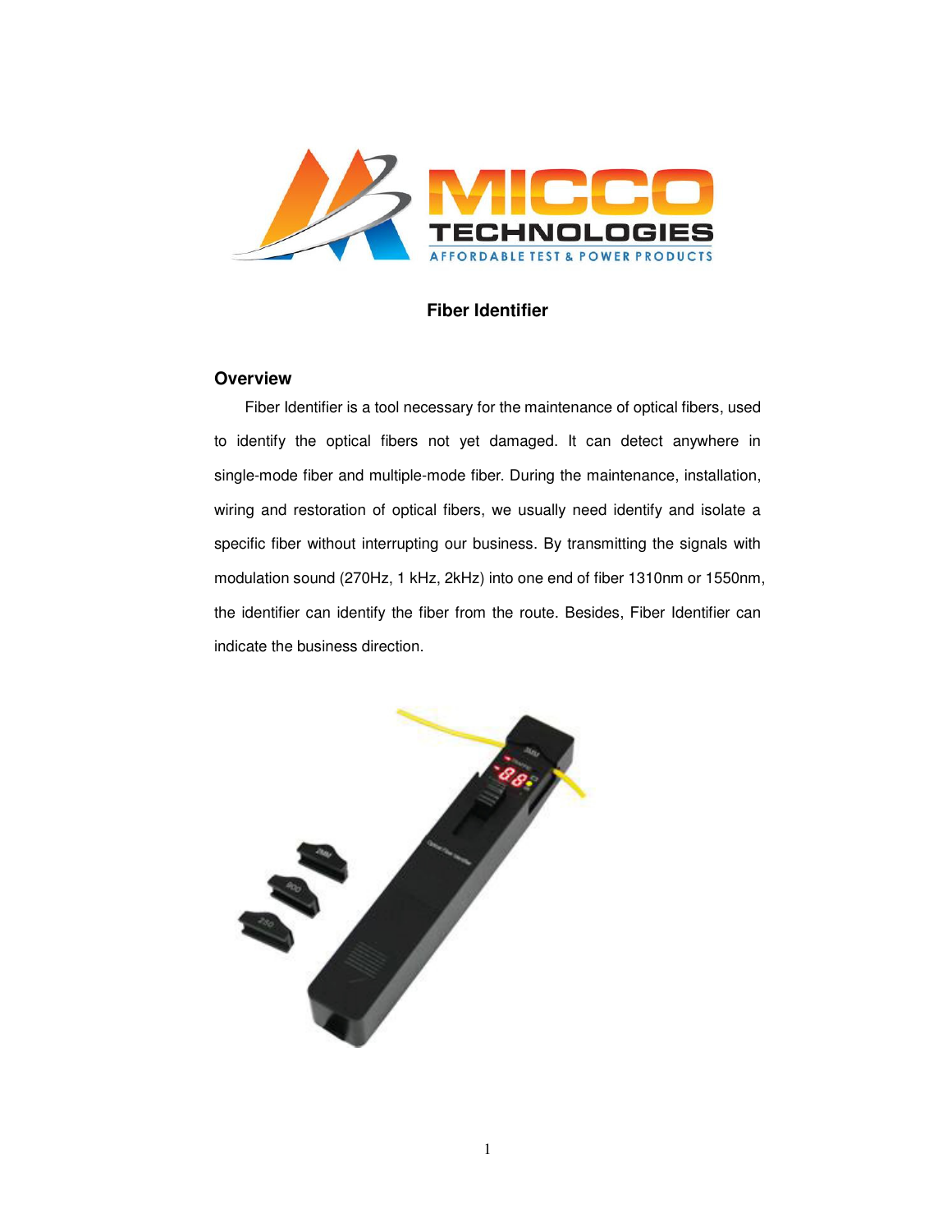# Fiber Identifier

## Overview

Fiber Identifier is a tool necessary for the maintenance of optical fibers, used to identify the optical fibers not yet damaged. It can detect anywhere in single-mode fiber and multiple-mode fiber. During the maintenance, installation, wiring and restoration of optical fibers, we usually need identify and isolate a specific fiber without interrupting our business. By transmitting the signals with modulation sound (270Hz, 1 kHz, 2kHz) into one end of fiber 1310nm or 1550nm, the identifier can identify the fiber from the route. Besides, Fiber Identifier can indicate the business direction.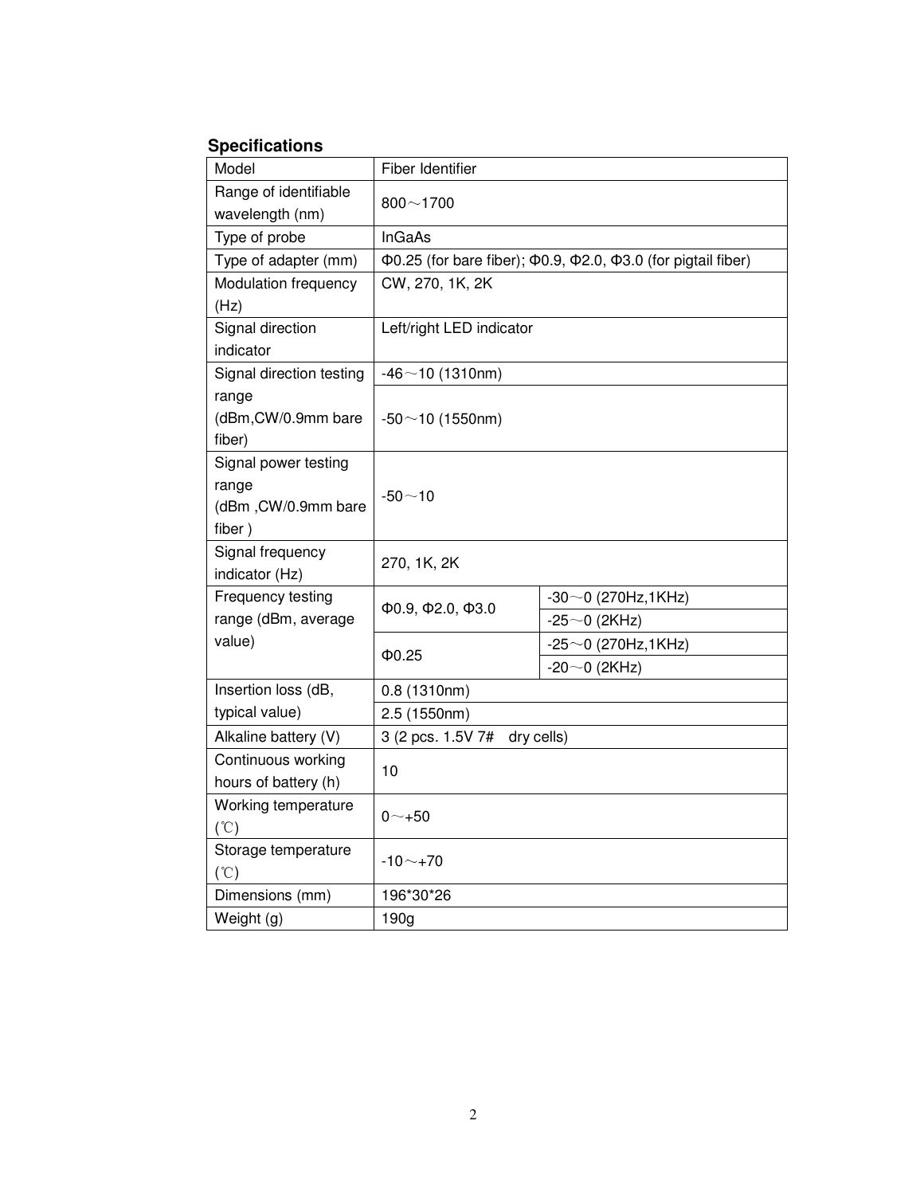**Specifications**

| | | |
|---|---|---|
| Model | Fiber Identifier | |
| Range of identifiable wavelength (nm) | 800～1700 | |
| Type of probe | InGaAs | |
| Type of adapter (mm) | Φ0.25 (for bare fiber); Φ0.9, Φ2.0, Φ3.0 (for pigtail fiber) | |
| Modulation frequency (Hz) | CW, 270, 1K, 2K | |
| Signal direction indicator | Left/right LED indicator | |
| Signal direction testing range (dBm,CW/0.9mm bare fiber) | -46～10 (1310nm) | |
| | -50～10 (1550nm) | |
| Signal power testing range (dBm ,CW/0.9mm bare fiber ) | -50～10 | |
| Signal frequency indicator (Hz) | 270, 1K, 2K | |
| Frequency testing range (dBm, average value) | Φ0.9, Φ2.0, Φ3.0 | -30～0 (270Hz,1KHz) |
| | | -25～0 (2KHz) |
| | Φ0.25 | -25～0 (270Hz,1KHz) |
| | | -20～0 (2KHz) |
| Insertion loss (dB, typical value) | 0.8 (1310nm) | |
| | 2.5 (1550nm) | |
| Alkaline battery (V) | 3 (2 pcs. 1.5V 7# dry cells) | |
| Continuous working hours of battery (h) | 10 | |
| Working temperature (℃) | 0～+50 | |
| Storage temperature (℃) | -10～+70 | |
| Dimensions (mm) | 196*30*26 | |
| Weight (g) | 190g | |